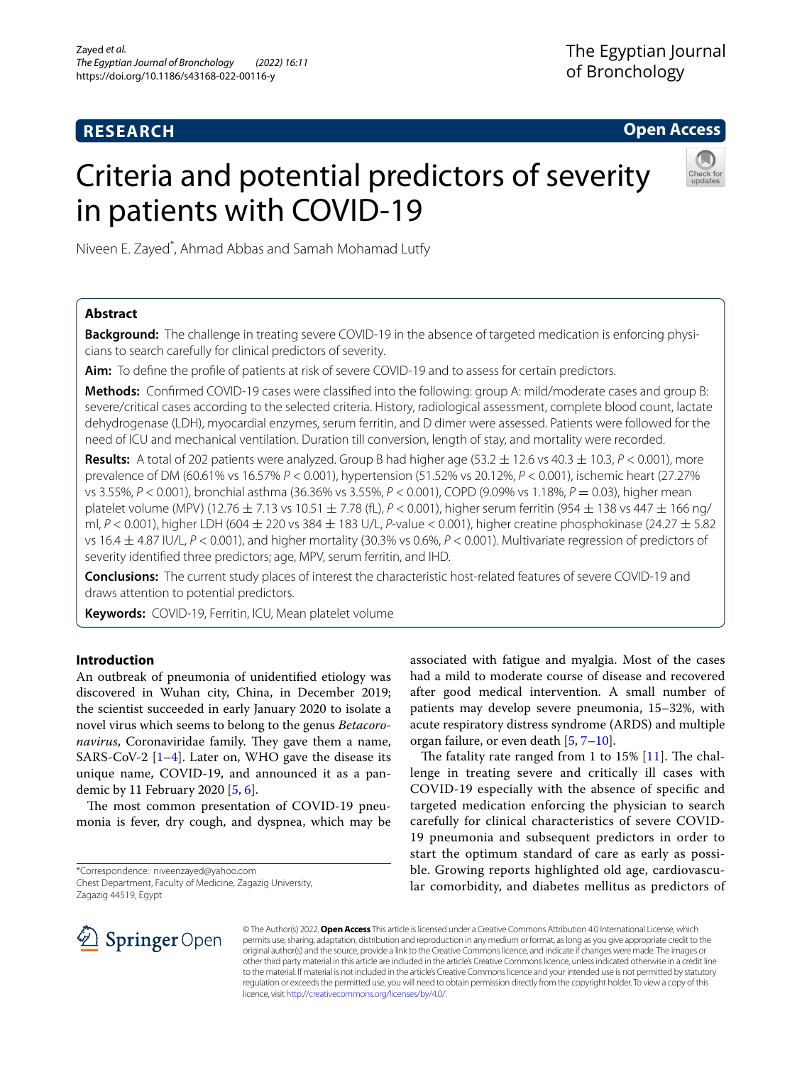**RESEARCH** **Open Access**

# Criteria and potential predictors of severity in patients with COVID-19

Niveen E. Zayed*, Ahmad Abbas and Samah Mohamad Lutfy

## Abstract

**Background:** The challenge in treating severe COVID-19 in the absence of targeted medication is enforcing physicians to search carefully for clinical predictors of severity.

**Aim:** To define the profile of patients at risk of severe COVID-19 and to assess for certain predictors.

**Methods:** Confirmed COVID-19 cases were classified into the following: group A: mild/moderate cases and group B: severe/critical cases according to the selected criteria. History, radiological assessment, complete blood count, lactate dehydrogenase (LDH), myocardial enzymes, serum ferritin, and D dimer were assessed. Patients were followed for the need of ICU and mechanical ventilation. Duration till conversion, length of stay, and mortality were recorded.

**Results:** A total of 202 patients were analyzed. Group B had higher age (53.2 ± 12.6 vs 40.3 ± 10.3, $P < 0.001$), more prevalence of DM (60.61% vs 16.57% $P < 0.001$), hypertension (51.52% vs 20.12%, $P < 0.001$), ischemic heart (27.27% vs 3.55%, $P < 0.001$), bronchial asthma (36.36% vs 3.55%, $P < 0.001$), COPD (9.09% vs 1.18%, $P = 0.03$), higher mean platelet volume (MPV) (12.76 ± 7.13 vs 10.51 ± 7.78 (fL), $P < 0.001$), higher serum ferritin (954 ± 138 vs 447 ± 166 ng/ml, $P < 0.001$), higher LDH (604 ± 220 vs 384 ± 183 U/L, $P$-value < 0.001), higher creatine phosphokinase (24.27 ± 5.82 vs 16.4 ± 4.87 IU/L, $P < 0.001$), and higher mortality (30.3% vs 0.6%, $P < 0.001$). Multivariate regression of predictors of severity identified three predictors; age, MPV, serum ferritin, and IHD.

**Conclusions:** The current study places of interest the characteristic host-related features of severe COVID-19 and draws attention to potential predictors.

**Keywords:** COVID-19, Ferritin, ICU, Mean platelet volume

## Introduction

An outbreak of pneumonia of unidentified etiology was discovered in Wuhan city, China, in December 2019; the scientist succeeded in early January 2020 to isolate a novel virus which seems to belong to the genus *Betacoronavirus*, Coronaviridae family. They gave them a name, SARS-CoV-2 [1–4]. Later on, WHO gave the disease its unique name, COVID-19, and announced it as a pandemic by 11 February 2020 [5, 6].

The most common presentation of COVID-19 pneumonia is fever, dry cough, and dyspnea, which may be associated with fatigue and myalgia. Most of the cases had a mild to moderate course of disease and recovered after good medical intervention. A small number of patients may develop severe pneumonia, 15–32%, with acute respiratory distress syndrome (ARDS) and multiple organ failure, or even death [5, 7–10].

The fatality rate ranged from 1 to 15% [11]. The challenge in treating severe and critically ill cases with COVID-19 especially with the absence of specific and targeted medication enforcing the physician to search carefully for clinical characteristics of severe COVID-19 pneumonia and subsequent predictors in order to start the optimum standard of care as early as possible. Growing reports highlighted old age, cardiovascular comorbidity, and diabetes mellitus as predictors of

*Correspondence: niveenzayed@yahoo.com
Chest Department, Faculty of Medicine, Zagazig University, Zagazig 44519, Egypt

© The Author(s) 2022. **Open Access** This article is licensed under a Creative Commons Attribution 4.0 International License, which permits use, sharing, adaptation, distribution and reproduction in any medium or format, as long as you give appropriate credit to the original author(s) and the source, provide a link to the Creative Commons licence, and indicate if changes were made. The images or other third party material in this article are included in the article's Creative Commons licence, unless indicated otherwise in a credit line to the material. If material is not included in the article's Creative Commons licence and your intended use is not permitted by statutory regulation or exceeds the permitted use, you will need to obtain permission directly from the copyright holder. To view a copy of this licence, visit http://creativecommons.org/licenses/by/4.0/.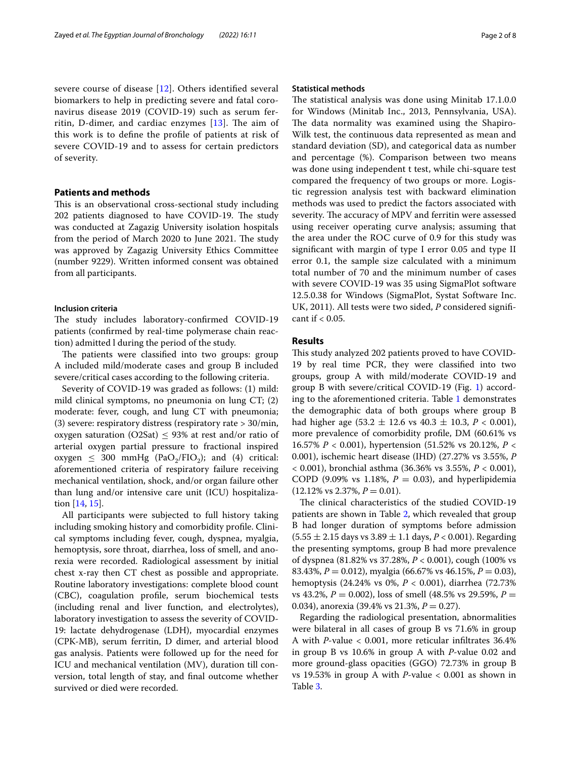severe course of disease [12]. Others identified several biomarkers to help in predicting severe and fatal coronavirus disease 2019 (COVID-19) such as serum ferritin, D-dimer, and cardiac enzymes [13]. The aim of this work is to define the profile of patients at risk of severe COVID-19 and to assess for certain predictors of severity.

## Patients and methods

This is an observational cross-sectional study including 202 patients diagnosed to have COVID-19. The study was conducted at Zagazig University isolation hospitals from the period of March 2020 to June 2021. The study was approved by Zagazig University Ethics Committee (number 9229). Written informed consent was obtained from all participants.

### Inclusion criteria

The study includes laboratory-confirmed COVID-19 patients (confirmed by real-time polymerase chain reaction) admitted l during the period of the study.

The patients were classified into two groups: group A included mild/moderate cases and group B included severe/critical cases according to the following criteria.

Severity of COVID-19 was graded as follows: (1) mild: mild clinical symptoms, no pneumonia on lung CT; (2) moderate: fever, cough, and lung CT with pneumonia; (3) severe: respiratory distress (respiratory rate > 30/min, oxygen saturation (O2Sat) ≤ 93% at rest and/or ratio of arterial oxygen partial pressure to fractional inspired oxygen ≤ 300 mmHg ($PaO_2/FIO_2$); and (4) critical: aforementioned criteria of respiratory failure receiving mechanical ventilation, shock, and/or organ failure other than lung and/or intensive care unit (ICU) hospitalization [14, 15].

All participants were subjected to full history taking including smoking history and comorbidity profile. Clinical symptoms including fever, cough, dyspnea, myalgia, hemoptysis, sore throat, diarrhea, loss of smell, and anorexia were recorded. Radiological assessment by initial chest x-ray then CT chest as possible and appropriate. Routine laboratory investigations: complete blood count (CBC), coagulation profile, serum biochemical tests (including renal and liver function, and electrolytes), laboratory investigation to assess the severity of COVID-19: lactate dehydrogenase (LDH), myocardial enzymes (CPK-MB), serum ferritin, D dimer, and arterial blood gas analysis. Patients were followed up for the need for ICU and mechanical ventilation (MV), duration till conversion, total length of stay, and final outcome whether survived or died were recorded.

### Statistical methods

The statistical analysis was done using Minitab 17.1.0.0 for Windows (Minitab Inc., 2013, Pennsylvania, USA). The data normality was examined using the Shapiro-Wilk test, the continuous data represented as mean and standard deviation (SD), and categorical data as number and percentage (%). Comparison between two means was done using independent t test, while chi-square test compared the frequency of two groups or more. Logistic regression analysis test with backward elimination methods was used to predict the factors associated with severity. The accuracy of MPV and ferritin were assessed using receiver operating curve analysis; assuming that the area under the ROC curve of 0.9 for this study was significant with margin of type I error 0.05 and type II error 0.1, the sample size calculated with a minimum total number of 70 and the minimum number of cases with severe COVID-19 was 35 using SigmaPlot software 12.5.0.38 for Windows (SigmaPlot, Systat Software Inc. UK, 2011). All tests were two sided, *P* considered significant if < 0.05.

## Results

This study analyzed 202 patients proved to have COVID-19 by real time PCR, they were classified into two groups, group A with mild/moderate COVID-19 and group B with severe/critical COVID-19 (Fig. 1) according to the aforementioned criteria. Table 1 demonstrates the demographic data of both groups where group B had higher age (53.2 ± 12.6 vs 40.3 ± 10.3, *P* < 0.001), more prevalence of comorbidity profile, DM (60.61% vs 16.57% *P* < 0.001), hypertension (51.52% vs 20.12%, *P* < 0.001), ischemic heart disease (IHD) (27.27% vs 3.55%, *P* < 0.001), bronchial asthma (36.36% vs 3.55%, *P* < 0.001), COPD (9.09% vs 1.18%, *P* = 0.03), and hyperlipidemia (12.12% vs 2.37%, *P* = 0.01).

The clinical characteristics of the studied COVID-19 patients are shown in Table 2, which revealed that group B had longer duration of symptoms before admission (5.55 ± 2.15 days vs 3.89 ± 1.1 days, *P* < 0.001). Regarding the presenting symptoms, group B had more prevalence of dyspnea (81.82% vs 37.28%, *P* < 0.001), cough (100% vs 83.43%, *P* = 0.012), myalgia (66.67% vs 46.15%, *P* = 0.03), hemoptysis (24.24% vs 0%, *P* < 0.001), diarrhea (72.73% vs 43.2%, *P* = 0.002), loss of smell (48.5% vs 29.59%, *P* = 0.034), anorexia (39.4% vs 21.3%, *P* = 0.27).

Regarding the radiological presentation, abnormalities were bilateral in all cases of group B vs 71.6% in group A with *P*-value < 0.001, more reticular infiltrates 36.4% in group B vs 10.6% in group A with *P*-value 0.02 and more ground-glass opacities (GGO) 72.73% in group B vs 19.53% in group A with *P*-value < 0.001 as shown in Table 3.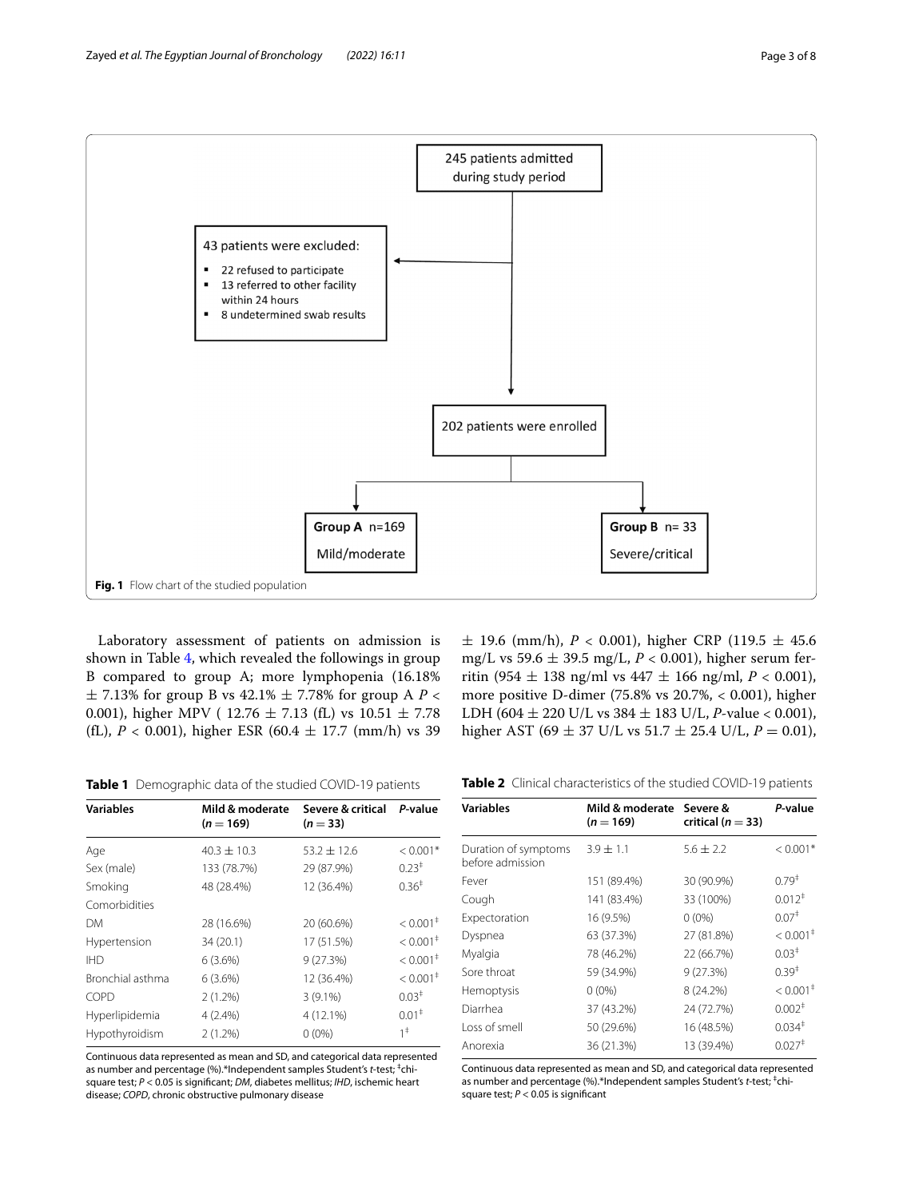245 patients admitted during study period

43 patients were excluded:

- 22 refused to participate
- 13 referred to other facility within 24 hours
- 8 undetermined swab results

202 patients were enrolled

**Group A** n=169 Mild/moderate

**Group B** n= 33 Severe/critical

**Fig. 1** Flow chart of the studied population

Laboratory assessment of patients on admission is shown in Table 4, which revealed the followings in group B compared to group A; more lymphopenia (16.18% ± 7.13% for group B vs 42.1% ± 7.78% for group A $P < 0.001$), higher MPV ( 12.76 ± 7.13 (fL) vs 10.51 ± 7.78 (fL), $P < 0.001$), higher ESR (60.4 ± 17.7 (mm/h) vs 39 ± 19.6 (mm/h), $P < 0.001$), higher CRP (119.5 ± 45.6 mg/L vs 59.6 ± 39.5 mg/L, $P < 0.001$), higher serum ferritin (954 ± 138 ng/ml vs 447 ± 166 ng/ml, $P < 0.001$), more positive D-dimer (75.8% vs 20.7%, < 0.001), higher LDH (604 ± 220 U/L vs 384 ± 183 U/L, $P$-value < 0.001), higher AST (69 ± 37 U/L vs 51.7 ± 25.4 U/L, $P = 0.01$),

**Table 1** Demographic data of the studied COVID-19 patients

| Variables | Mild & moderate ($n = 169$) | Severe & critical ($n = 33$) | *P*-value |
|---|---|---|---|
| Age | 40.3 ± 10.3 | 53.2 ± 12.6 | < 0.001* |
| Sex (male) | 133 (78.7%) | 29 (87.9%) | 0.23‡ |
| Smoking | 48 (28.4%) | 12 (36.4%) | 0.36‡ |
| Comorbidities | | | |
| DM | 28 (16.6%) | 20 (60.6%) | < 0.001‡ |
| Hypertension | 34 (20.1) | 17 (51.5%) | < 0.001‡ |
| IHD | 6 (3.6%) | 9 (27.3%) | < 0.001‡ |
| Bronchial asthma | 6 (3.6%) | 12 (36.4%) | < 0.001‡ |
| COPD | 2 (1.2%) | 3 (9.1%) | 0.03‡ |
| Hyperlipidemia | 4 (2.4%) | 4 (12.1%) | 0.01‡ |
| Hypothyroidism | 2 (1.2%) | 0 (0%) | 1‡ |

Continuous data represented as mean and SD, and categorical data represented as number and percentage (%).*Independent samples Student's *t*-test; ‡chi-square test; $P < 0.05$ is significant; *DM*, diabetes mellitus; *IHD*, ischemic heart disease; *COPD*, chronic obstructive pulmonary disease

**Table 2** Clinical characteristics of the studied COVID-19 patients

| Variables | Mild & moderate ($n = 169$) | Severe & critical ($n = 33$) | *P*-value |
|---|---|---|---|
| Duration of symptoms before admission | 3.9 ± 1.1 | 5.6 ± 2.2 | < 0.001* |
| Fever | 151 (89.4%) | 30 (90.9%) | 0.79‡ |
| Cough | 141 (83.4%) | 33 (100%) | 0.012‡ |
| Expectoration | 16 (9.5%) | 0 (0%) | 0.07‡ |
| Dyspnea | 63 (37.3%) | 27 (81.8%) | < 0.001‡ |
| Myalgia | 78 (46.2%) | 22 (66.7%) | 0.03‡ |
| Sore throat | 59 (34.9%) | 9 (27.3%) | 0.39‡ |
| Hemoptysis | 0 (0%) | 8 (24.2%) | < 0.001‡ |
| Diarrhea | 37 (43.2%) | 24 (72.7%) | 0.002‡ |
| Loss of smell | 50 (29.6%) | 16 (48.5%) | 0.034‡ |
| Anorexia | 36 (21.3%) | 13 (39.4%) | 0.027‡ |

Continuous data represented as mean and SD, and categorical data represented as number and percentage (%).*Independent samples Student's *t*-test; ‡chi-square test; $P < 0.05$ is significant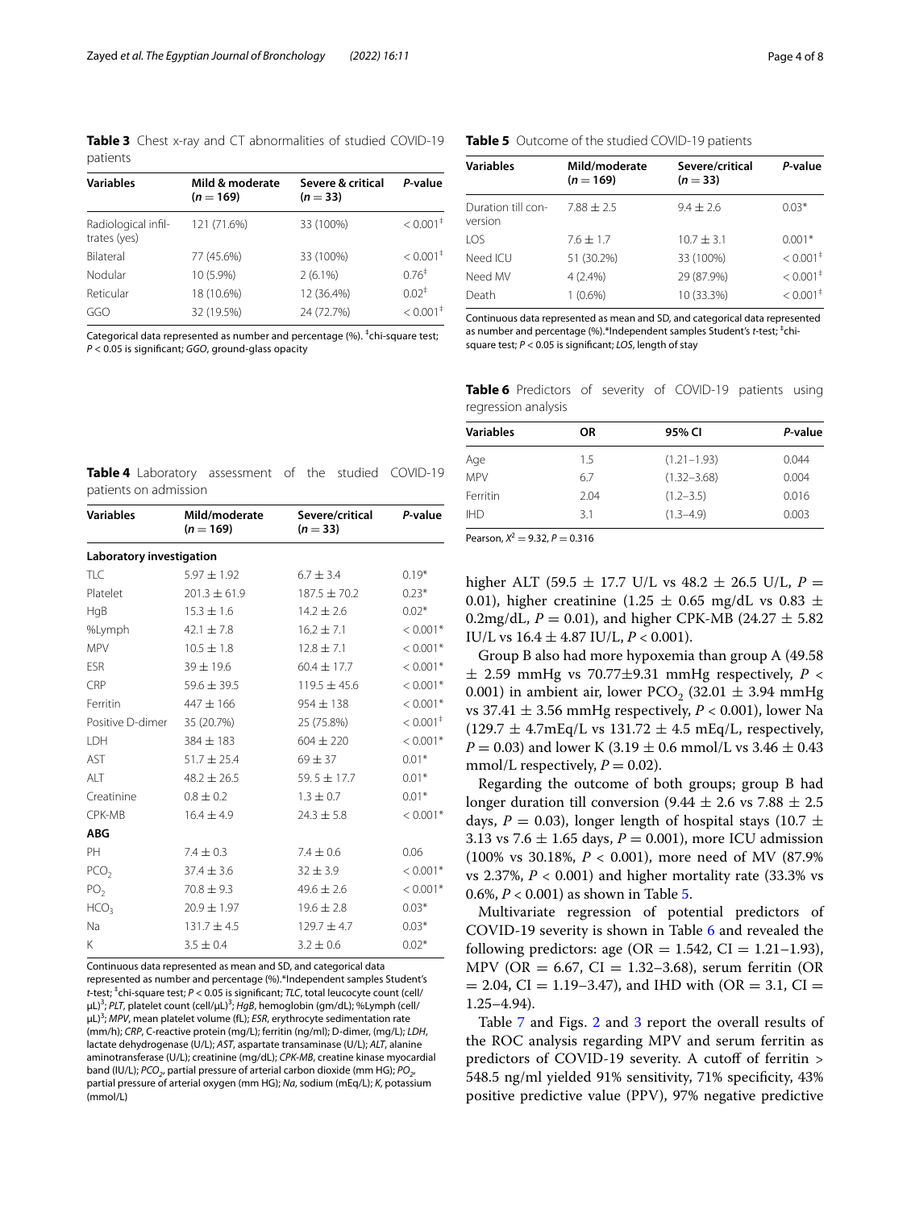**Table 3** Chest x-ray and CT abnormalities of studied COVID-19 patients

| Variables | Mild & moderate ($n = 169$) | Severe & critical ($n = 33$) | P-value |
|---|---|---|---|
| Radiological infiltrates (yes) | 121 (71.6%) | 33 (100%) | < 0.001[‡] |
| Bilateral | 77 (45.6%) | 33 (100%) | < 0.001[‡] |
| Nodular | 10 (5.9%) | 2 (6.1%) | 0.76[‡] |
| Reticular | 18 (10.6%) | 12 (36.4%) | 0.02[‡] |
| GGO | 32 (19.5%) | 24 (72.7%) | < 0.001[‡] |

Categorical data represented as number and percentage (%). [‡]chi-square test; $P < 0.05$ is significant; *GGO*, ground-glass opacity

**Table 4** Laboratory assessment of the studied COVID-19 patients on admission

| Variables | Mild/moderate ($n = 169$) | Severe/critical ($n = 33$) | P-value |
|---|---|---|---|
| **Laboratory investigation** | | | |
| TLC | 5.97 ± 1.92 | 6.7 ± 3.4 | 0.19* |
| Platelet | 201.3 ± 61.9 | 187.5 ± 70.2 | 0.23* |
| HgB | 15.3 ± 1.6 | 14.2 ± 2.6 | 0.02* |
| %Lymph | 42.1 ± 7.8 | 16.2 ± 7.1 | < 0.001* |
| MPV | 10.5 ± 1.8 | 12.8 ± 7.1 | < 0.001* |
| ESR | 39 ± 19.6 | 60.4 ± 17.7 | < 0.001* |
| CRP | 59.6 ± 39.5 | 119.5 ± 45.6 | < 0.001* |
| Ferritin | 447 ± 166 | 954 ± 138 | < 0.001* |
| Positive D-dimer | 35 (20.7%) | 25 (75.8%) | < 0.001[‡] |
| LDH | 384 ± 183 | 604 ± 220 | < 0.001* |
| AST | 51.7 ± 25.4 | 69 ± 37 | 0.01* |
| ALT | 48.2 ± 26.5 | 59. 5 ± 17.7 | 0.01* |
| Creatinine | 0.8 ± 0.2 | 1.3 ± 0.7 | 0.01* |
| CPK-MB | 16.4 ± 4.9 | 24.3 ± 5.8 | < 0.001* |
| **ABG** | | | |
| PH | 7.4 ± 0.3 | 7.4 ± 0.6 | 0.06 |
| $PCO_2$ | 37.4 ± 3.6 | 32 ± 3.9 | < 0.001* |
| $PO_2$ | 70.8 ± 9.3 | 49.6 ± 2.6 | < 0.001* |
| $HCO_3$ | 20.9 ± 1.97 | 19.6 ± 2.8 | 0.03* |
| Na | 131.7 ± 4.5 | 129.7 ± 4.7 | 0.03* |
| K | 3.5 ± 0.4 | 3.2 ± 0.6 | 0.02* |

Continuous data represented as mean and SD, and categorical data represented as number and percentage (%).*Independent samples Student's *t*-test; [‡]chi-square test; $P < 0.05$ is significant; *TLC*, total leucocyte count (cell/µL)$^3$; *PLT*, platelet count (cell/µL)$^3$; *HgB*, hemoglobin (gm/dL); %Lymph (cell/µL)$^3$; *MPV*, mean platelet volume (fL); *ESR*, erythrocyte sedimentation rate (mm/h); *CRP*, C-reactive protein (mg/L); ferritin (ng/ml); D-dimer, (mg/L); *LDH*, lactate dehydrogenase (U/L); *AST*, aspartate transaminase (U/L); *ALT*, alanine aminotransferase (U/L); creatinine (mg/dL); *CPK-MB*, creatine kinase myocardial band (IU/L); $PCO_2$, partial pressure of arterial carbon dioxide (mm HG); $PO_2$, partial pressure of arterial oxygen (mm HG); *Na*, sodium (mEq/L); *K*, potassium (mmol/L)

**Table 5** Outcome of the studied COVID-19 patients

| Variables | Mild/moderate ($n = 169$) | Severe/critical ($n = 33$) | P-value |
|---|---|---|---|
| Duration till conversion | 7.88 ± 2.5 | 9.4 ± 2.6 | 0.03* |
| LOS | 7.6 ± 1.7 | 10.7 ± 3.1 | 0.001* |
| Need ICU | 51 (30.2%) | 33 (100%) | < 0.001[‡] |
| Need MV | 4 (2.4%) | 29 (87.9%) | < 0.001[‡] |
| Death | 1 (0.6%) | 10 (33.3%) | < 0.001[‡] |

Continuous data represented as mean and SD, and categorical data represented as number and percentage (%).*Independent samples Student's *t*-test; [‡]chi-square test; $P < 0.05$ is significant; *LOS*, length of stay

**Table 6** Predictors of severity of COVID-19 patients using regression analysis

| Variables | OR | 95% CI | P-value |
|---|---|---|---|
| Age | 1.5 | (1.21–1.93) | 0.044 |
| MPV | 6.7 | (1.32–3.68) | 0.004 |
| Ferritin | 2.04 | (1.2–3.5) | 0.016 |
| IHD | 3.1 | (1.3–4.9) | 0.003 |

Pearson, $X^2 = 9.32$, $P = 0.316$

higher ALT (59.5 ± 17.7 U/L vs 48.2 ± 26.5 U/L, $P = 0.01$), higher creatinine (1.25 ± 0.65 mg/dL vs 0.83 ± 0.2mg/dL, $P = 0.01$), and higher CPK-MB (24.27 ± 5.82 IU/L vs 16.4 ± 4.87 IU/L, $P < 0.001$).

Group B also had more hypoxemia than group A (49.58 ± 2.59 mmHg vs 70.77±9.31 mmHg respectively, $P < 0.001$) in ambient air, lower $PCO_2$ (32.01 ± 3.94 mmHg vs 37.41 ± 3.56 mmHg respectively, $P < 0.001$), lower Na (129.7 ± 4.7mEq/L vs 131.72 ± 4.5 mEq/L, respectively, $P = 0.03$) and lower K (3.19 ± 0.6 mmol/L vs 3.46 ± 0.43 mmol/L respectively, $P = 0.02$).

Regarding the outcome of both groups; group B had longer duration till conversion (9.44 ± 2.6 vs 7.88 ± 2.5 days, $P = 0.03$), longer length of hospital stays (10.7 ± 3.13 vs 7.6 ± 1.65 days, $P = 0.001$), more ICU admission (100% vs 30.18%, $P < 0.001$), more need of MV (87.9% vs 2.37%, $P < 0.001$) and higher mortality rate (33.3% vs 0.6%, $P < 0.001$) as shown in Table 5.

Multivariate regression of potential predictors of COVID-19 severity is shown in Table 6 and revealed the following predictors: age (OR = 1.542, CI = 1.21–1.93), MPV (OR = 6.67, CI = 1.32–3.68), serum ferritin (OR = 2.04, CI = 1.19–3.47), and IHD with (OR = 3.1, CI = 1.25–4.94).

Table 7 and Figs. 2 and 3 report the overall results of the ROC analysis regarding MPV and serum ferritin as predictors of COVID-19 severity. A cutoff of ferritin > 548.5 ng/ml yielded 91% sensitivity, 71% specificity, 43% positive predictive value (PPV), 97% negative predictive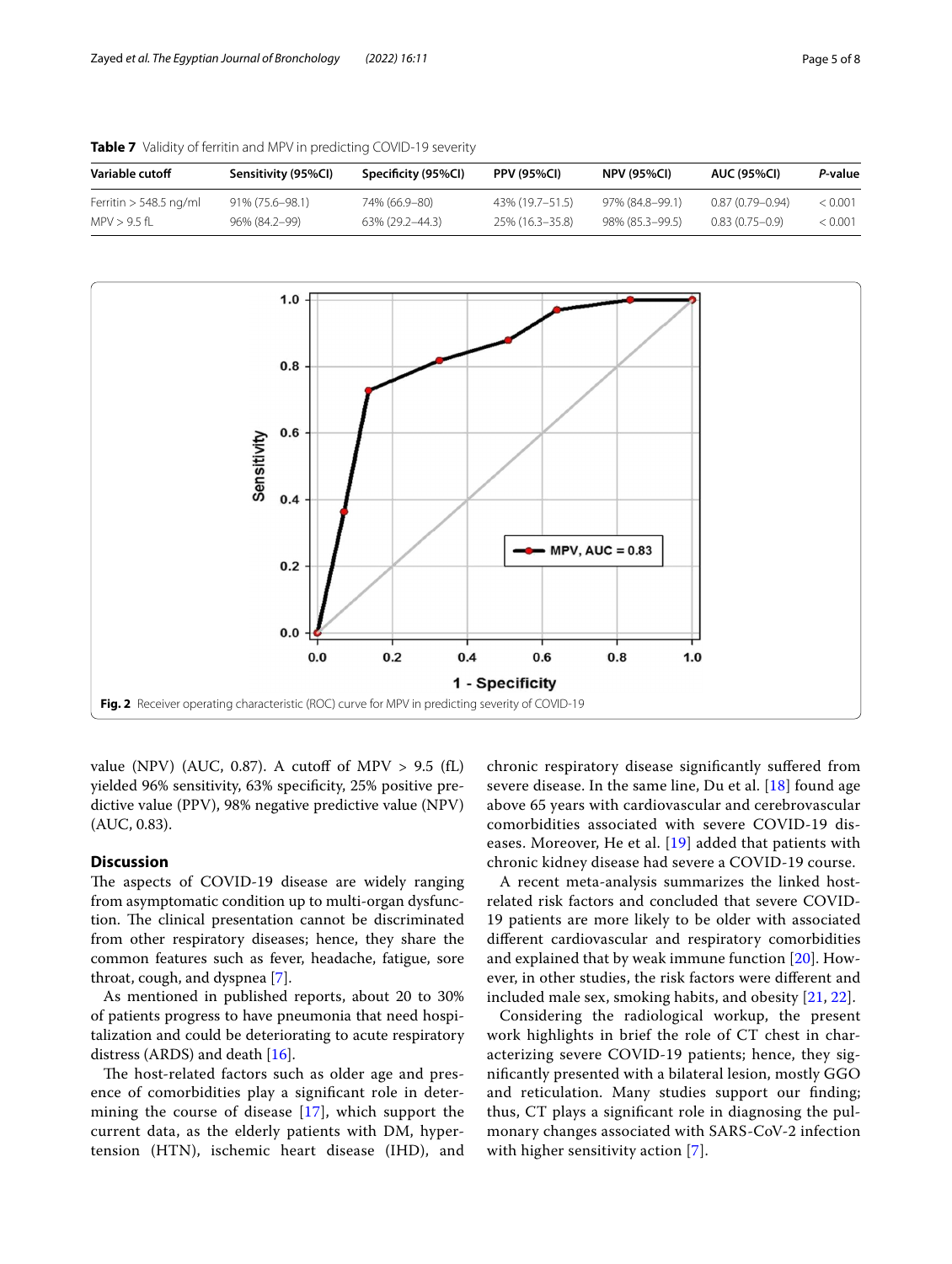**Table 7** Validity of ferritin and MPV in predicting COVID-19 severity

| Variable cutoff | Sensitivity (95%CI) | Specificity (95%CI) | PPV (95%CI) | NPV (95%CI) | AUC (95%CI) | *P*-value |
|---|---|---|---|---|---|---|
| Ferritin > 548.5 ng/ml | 91% (75.6–98.1) | 74% (66.9–80) | 43% (19.7–51.5) | 97% (84.8–99.1) | 0.87 (0.79–0.94) | < 0.001 |
| MPV > 9.5 fL | 96% (84.2–99) | 63% (29.2–44.3) | 25% (16.3–35.8) | 98% (85.3–99.5) | 0.83 (0.75–0.9) | < 0.001 |

**Fig. 2** Receiver operating characteristic (ROC) curve for MPV in predicting severity of COVID-19

value (NPV) (AUC, 0.87). A cutoff of MPV > 9.5 (fL) yielded 96% sensitivity, 63% specificity, 25% positive predictive value (PPV), 98% negative predictive value (NPV) (AUC, 0.83).

## Discussion

The aspects of COVID-19 disease are widely ranging from asymptomatic condition up to multi-organ dysfunction. The clinical presentation cannot be discriminated from other respiratory diseases; hence, they share the common features such as fever, headache, fatigue, sore throat, cough, and dyspnea [7].

As mentioned in published reports, about 20 to 30% of patients progress to have pneumonia that need hospitalization and could be deteriorating to acute respiratory distress (ARDS) and death [16].

The host-related factors such as older age and presence of comorbidities play a significant role in determining the course of disease [17], which support the current data, as the elderly patients with DM, hypertension (HTN), ischemic heart disease (IHD), and chronic respiratory disease significantly suffered from severe disease. In the same line, Du et al. [18] found age above 65 years with cardiovascular and cerebrovascular comorbidities associated with severe COVID-19 diseases. Moreover, He et al. [19] added that patients with chronic kidney disease had severe a COVID-19 course.

A recent meta-analysis summarizes the linked host-related risk factors and concluded that severe COVID-19 patients are more likely to be older with associated different cardiovascular and respiratory comorbidities and explained that by weak immune function [20]. However, in other studies, the risk factors were different and included male sex, smoking habits, and obesity [21, 22].

Considering the radiological workup, the present work highlights in brief the role of CT chest in characterizing severe COVID-19 patients; hence, they significantly presented with a bilateral lesion, mostly GGO and reticulation. Many studies support our finding; thus, CT plays a significant role in diagnosing the pulmonary changes associated with SARS-CoV-2 infection with higher sensitivity action [7].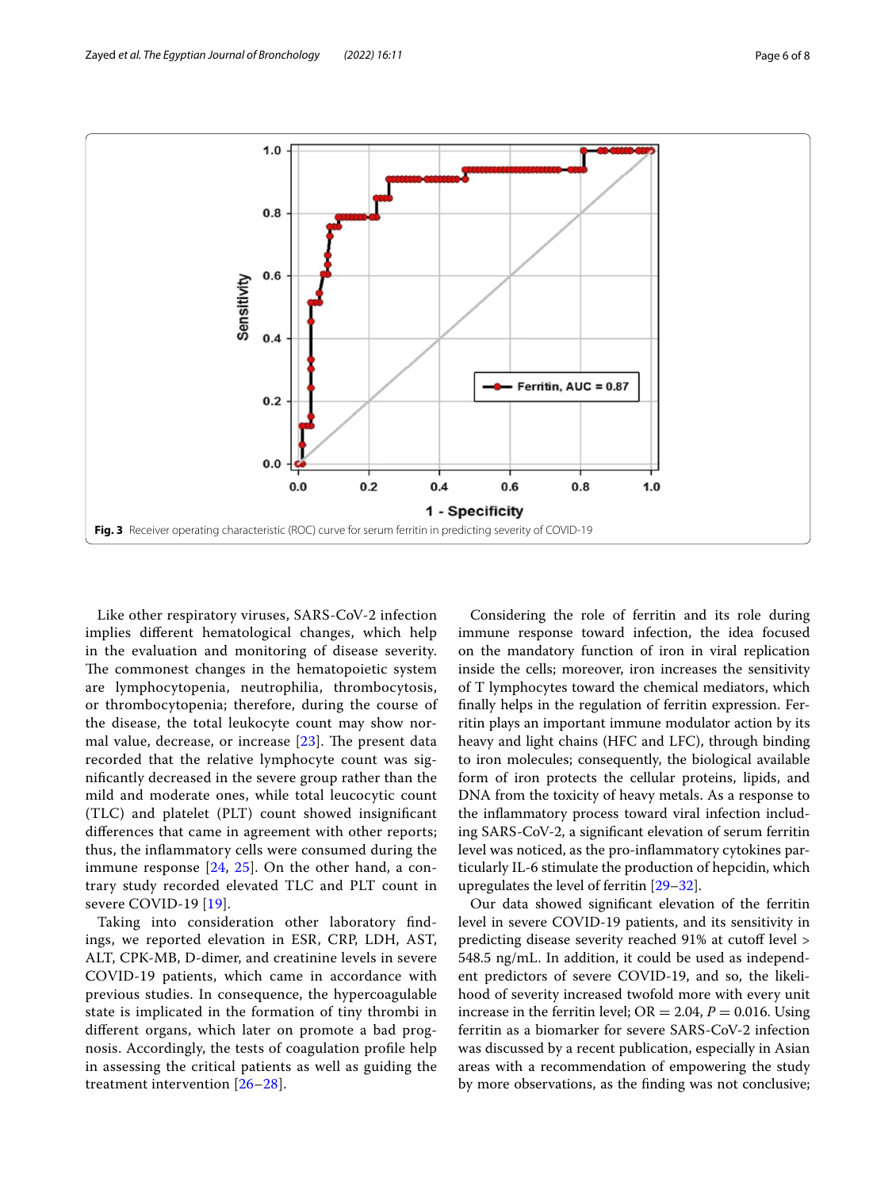Fig. 3 Receiver operating characteristic (ROC) curve for serum ferritin in predicting severity of COVID-19

Like other respiratory viruses, SARS-CoV-2 infection implies different hematological changes, which help in the evaluation and monitoring of disease severity. The commonest changes in the hematopoietic system are lymphocytopenia, neutrophilia, thrombocytosis, or thrombocytopenia; therefore, during the course of the disease, the total leukocyte count may show normal value, decrease, or increase [23]. The present data recorded that the relative lymphocyte count was significantly decreased in the severe group rather than the mild and moderate ones, while total leucocytic count (TLC) and platelet (PLT) count showed insignificant differences that came in agreement with other reports; thus, the inflammatory cells were consumed during the immune response [24, 25]. On the other hand, a contrary study recorded elevated TLC and PLT count in severe COVID-19 [19].

Taking into consideration other laboratory findings, we reported elevation in ESR, CRP, LDH, AST, ALT, CPK-MB, D-dimer, and creatinine levels in severe COVID-19 patients, which came in accordance with previous studies. In consequence, the hypercoagulable state is implicated in the formation of tiny thrombi in different organs, which later on promote a bad prognosis. Accordingly, the tests of coagulation profile help in assessing the critical patients as well as guiding the treatment intervention [26–28].

Considering the role of ferritin and its role during immune response toward infection, the idea focused on the mandatory function of iron in viral replication inside the cells; moreover, iron increases the sensitivity of T lymphocytes toward the chemical mediators, which finally helps in the regulation of ferritin expression. Ferritin plays an important immune modulator action by its heavy and light chains (HFC and LFC), through binding to iron molecules; consequently, the biological available form of iron protects the cellular proteins, lipids, and DNA from the toxicity of heavy metals. As a response to the inflammatory process toward viral infection including SARS-CoV-2, a significant elevation of serum ferritin level was noticed, as the pro-inflammatory cytokines particularly IL-6 stimulate the production of hepcidin, which upregulates the level of ferritin [29–32].

Our data showed significant elevation of the ferritin level in severe COVID-19 patients, and its sensitivity in predicting disease severity reached 91% at cutoff level > 548.5 ng/mL. In addition, it could be used as independent predictors of severe COVID-19, and so, the likelihood of severity increased twofold more with every unit increase in the ferritin level; OR = 2.04, $P = 0.016$. Using ferritin as a biomarker for severe SARS-CoV-2 infection was discussed by a recent publication, especially in Asian areas with a recommendation of empowering the study by more observations, as the finding was not conclusive;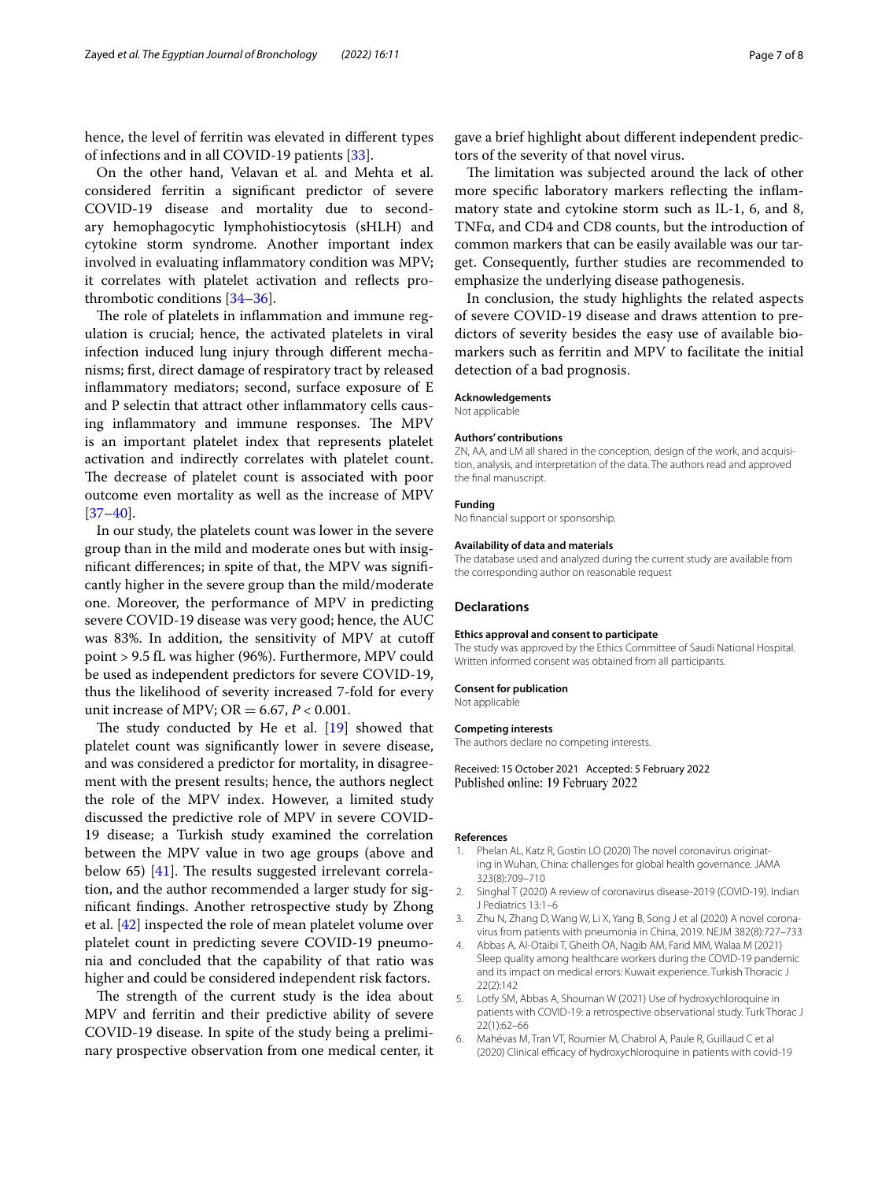hence, the level of ferritin was elevated in different types of infections and in all COVID-19 patients [33].

On the other hand, Velavan et al. and Mehta et al. considered ferritin a significant predictor of severe COVID-19 disease and mortality due to secondary hemophagocytic lymphohistiocytosis (sHLH) and cytokine storm syndrome. Another important index involved in evaluating inflammatory condition was MPV; it correlates with platelet activation and reflects prothrombotic conditions [34–36].

The role of platelets in inflammation and immune regulation is crucial; hence, the activated platelets in viral infection induced lung injury through different mechanisms; first, direct damage of respiratory tract by released inflammatory mediators; second, surface exposure of E and P selectin that attract other inflammatory cells causing inflammatory and immune responses. The MPV is an important platelet index that represents platelet activation and indirectly correlates with platelet count. The decrease of platelet count is associated with poor outcome even mortality as well as the increase of MPV [37–40].

In our study, the platelets count was lower in the severe group than in the mild and moderate ones but with insignificant differences; in spite of that, the MPV was significantly higher in the severe group than the mild/moderate one. Moreover, the performance of MPV in predicting severe COVID-19 disease was very good; hence, the AUC was 83%. In addition, the sensitivity of MPV at cutoff point > 9.5 fL was higher (96%). Furthermore, MPV could be used as independent predictors for severe COVID-19, thus the likelihood of severity increased 7-fold for every unit increase of MPV; OR = 6.67, $P < 0.001$.

The study conducted by He et al. [19] showed that platelet count was significantly lower in severe disease, and was considered a predictor for mortality, in disagreement with the present results; hence, the authors neglect the role of the MPV index. However, a limited study discussed the predictive role of MPV in severe COVID-19 disease; a Turkish study examined the correlation between the MPV value in two age groups (above and below 65) [41]. The results suggested irrelevant correlation, and the author recommended a larger study for significant findings. Another retrospective study by Zhong et al. [42] inspected the role of mean platelet volume over platelet count in predicting severe COVID-19 pneumonia and concluded that the capability of that ratio was higher and could be considered independent risk factors.

The strength of the current study is the idea about MPV and ferritin and their predictive ability of severe COVID-19 disease. In spite of the study being a preliminary prospective observation from one medical center, it gave a brief highlight about different independent predictors of the severity of that novel virus.

The limitation was subjected around the lack of other more specific laboratory markers reflecting the inflammatory state and cytokine storm such as IL-1, 6, and 8, TNFα, and CD4 and CD8 counts, but the introduction of common markers that can be easily available was our target. Consequently, further studies are recommended to emphasize the underlying disease pathogenesis.

In conclusion, the study highlights the related aspects of severe COVID-19 disease and draws attention to predictors of severity besides the easy use of available biomarkers such as ferritin and MPV to facilitate the initial detection of a bad prognosis.

#### Acknowledgements
Not applicable

#### Authors' contributions
ZN, AA, and LM all shared in the conception, design of the work, and acquisition, analysis, and interpretation of the data. The authors read and approved the final manuscript.

#### Funding
No financial support or sponsorship.

#### Availability of data and materials
The database used and analyzed during the current study are available from the corresponding author on reasonable request

### Declarations

#### Ethics approval and consent to participate
The study was approved by the Ethics Committee of Saudi National Hospital. Written informed consent was obtained from all participants.

#### Consent for publication
Not applicable

#### Competing interests
The authors declare no competing interests.

Received: 15 October 2021 Accepted: 5 February 2022
Published online: 19 February 2022

#### References

1. Phelan AL, Katz R, Gostin LO (2020) The novel coronavirus originating in Wuhan, China: challenges for global health governance. JAMA 323(8):709–710
2. Singhal T (2020) A review of coronavirus disease-2019 (COVID-19). Indian J Pediatrics 13:1–6
3. Zhu N, Zhang D, Wang W, Li X, Yang B, Song J et al (2020) A novel coronavirus from patients with pneumonia in China, 2019. NEJM 382(8):727–733
4. Abbas A, Al-Otaibi T, Gheith OA, Nagib AM, Farid MM, Walaa M (2021) Sleep quality among healthcare workers during the COVID-19 pandemic and its impact on medical errors: Kuwait experience. Turkish Thoracic J 22(2):142
5. Lotfy SM, Abbas A, Shouman W (2021) Use of hydroxychloroquine in patients with COVID-19: a retrospective observational study. Turk Thorac J 22(1):62–66
6. Mahévas M, Tran VT, Roumier M, Chabrol A, Paule R, Guillaud C et al (2020) Clinical efficacy of hydroxychloroquine in patients with covid-19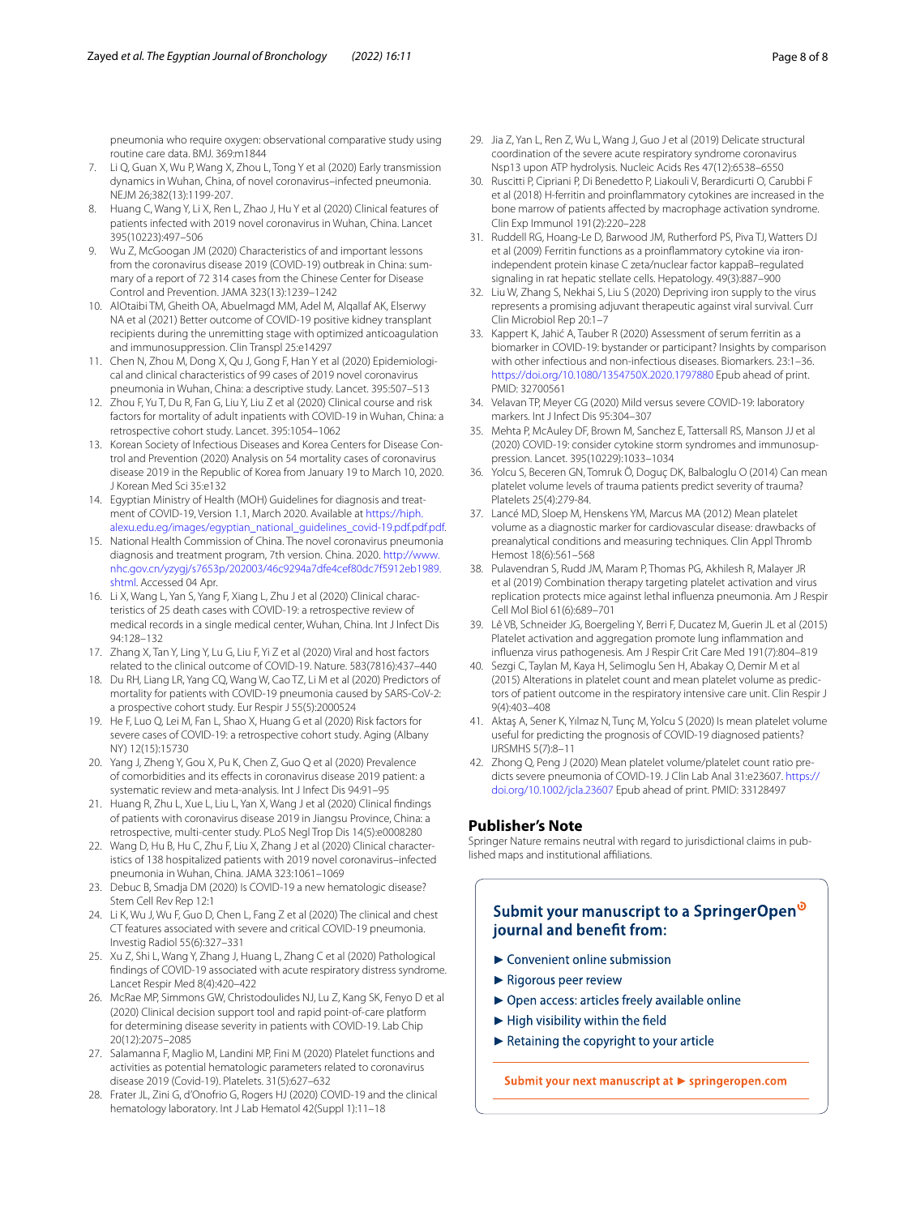pneumonia who require oxygen: observational comparative study using routine care data. BMJ. 369:m1844

7. Li Q, Guan X, Wu P, Wang X, Zhou L, Tong Y et al (2020) Early transmission dynamics in Wuhan, China, of novel coronavirus–infected pneumonia. NEJM 26;382(13):1199-207.
8. Huang C, Wang Y, Li X, Ren L, Zhao J, Hu Y et al (2020) Clinical features of patients infected with 2019 novel coronavirus in Wuhan, China. Lancet 395(10223):497–506
9. Wu Z, McGoogan JM (2020) Characteristics of and important lessons from the coronavirus disease 2019 (COVID-19) outbreak in China: summary of a report of 72 314 cases from the Chinese Center for Disease Control and Prevention. JAMA 323(13):1239–1242
10. AlOtaibi TM, Gheith OA, Abuelmagd MM, Adel M, Alqallaf AK, Elserwy NA et al (2021) Better outcome of COVID-19 positive kidney transplant recipients during the unremitting stage with optimized anticoagulation and immunosuppression. Clin Transpl 25:e14297
11. Chen N, Zhou M, Dong X, Qu J, Gong F, Han Y et al (2020) Epidemiological and clinical characteristics of 99 cases of 2019 novel coronavirus pneumonia in Wuhan, China: a descriptive study. Lancet. 395:507–513
12. Zhou F, Yu T, Du R, Fan G, Liu Y, Liu Z et al (2020) Clinical course and risk factors for mortality of adult inpatients with COVID-19 in Wuhan, China: a retrospective cohort study. Lancet. 395:1054–1062
13. Korean Society of Infectious Diseases and Korea Centers for Disease Control and Prevention (2020) Analysis on 54 mortality cases of coronavirus disease 2019 in the Republic of Korea from January 19 to March 10, 2020. J Korean Med Sci 35:e132
14. Egyptian Ministry of Health (MOH) Guidelines for diagnosis and treatment of COVID-19, Version 1.1, March 2020. Available at https://hiph.alexu.edu.eg/images/egyptian_national_guidelines_covid-19.pdf.pdf.pdf.
15. National Health Commission of China. The novel coronavirus pneumonia diagnosis and treatment program, 7th version. China. 2020. http://www.nhc.gov.cn/yzygj/s7653p/202003/46c9294a7dfe4cef80dc7f5912eb1989.shtml. Accessed 04 Apr.
16. Li X, Wang L, Yan S, Yang F, Xiang L, Zhu J et al (2020) Clinical characteristics of 25 death cases with COVID-19: a retrospective review of medical records in a single medical center, Wuhan, China. Int J Infect Dis 94:128–132
17. Zhang X, Tan Y, Ling Y, Lu G, Liu F, Yi Z et al (2020) Viral and host factors related to the clinical outcome of COVID-19. Nature. 583(7816):437–440
18. Du RH, Liang LR, Yang CQ, Wang W, Cao TZ, Li M et al (2020) Predictors of mortality for patients with COVID-19 pneumonia caused by SARS-CoV-2: a prospective cohort study. Eur Respir J 55(5):2000524
19. He F, Luo Q, Lei M, Fan L, Shao X, Huang G et al (2020) Risk factors for severe cases of COVID-19: a retrospective cohort study. Aging (Albany NY) 12(15):15730
20. Yang J, Zheng Y, Gou X, Pu K, Chen Z, Guo Q et al (2020) Prevalence of comorbidities and its effects in coronavirus disease 2019 patient: a systematic review and meta-analysis. Int J Infect Dis 94:91–95
21. Huang R, Zhu L, Xue L, Liu L, Yan X, Wang J et al (2020) Clinical findings of patients with coronavirus disease 2019 in Jiangsu Province, China: a retrospective, multi-center study. PLoS Negl Trop Dis 14(5):e0008280
22. Wang D, Hu B, Hu C, Zhu F, Liu X, Zhang J et al (2020) Clinical characteristics of 138 hospitalized patients with 2019 novel coronavirus–infected pneumonia in Wuhan, China. JAMA 323:1061–1069
23. Debuc B, Smadja DM (2020) Is COVID-19 a new hematologic disease? Stem Cell Rev Rep 12:1
24. Li K, Wu J, Wu F, Guo D, Chen L, Fang Z et al (2020) The clinical and chest CT features associated with severe and critical COVID-19 pneumonia. Investig Radiol 55(6):327–331
25. Xu Z, Shi L, Wang Y, Zhang J, Huang L, Zhang C et al (2020) Pathological findings of COVID-19 associated with acute respiratory distress syndrome. Lancet Respir Med 8(4):420–422
26. McRae MP, Simmons GW, Christodoulides NJ, Lu Z, Kang SK, Fenyo D et al (2020) Clinical decision support tool and rapid point-of-care platform for determining disease severity in patients with COVID-19. Lab Chip 20(12):2075–2085
27. Salamanna F, Maglio M, Landini MP, Fini M (2020) Platelet functions and activities as potential hematologic parameters related to coronavirus disease 2019 (Covid-19). Platelets. 31(5):627–632
28. Frater JL, Zini G, d'Onofrio G, Rogers HJ (2020) COVID-19 and the clinical hematology laboratory. Int J Lab Hematol 42(Suppl 1):11–18
29. Jia Z, Yan L, Ren Z, Wu L, Wang J, Guo J et al (2019) Delicate structural coordination of the severe acute respiratory syndrome coronavirus Nsp13 upon ATP hydrolysis. Nucleic Acids Res 47(12):6538–6550
30. Ruscitti P, Cipriani P, Di Benedetto P, Liakouli V, Berardicurti O, Carubbi F et al (2018) H-ferritin and proinflammatory cytokines are increased in the bone marrow of patients affected by macrophage activation syndrome. Clin Exp Immunol 191(2):220–228
31. Ruddell RG, Hoang-Le D, Barwood JM, Rutherford PS, Piva TJ, Watters DJ et al (2009) Ferritin functions as a proinflammatory cytokine via iron-independent protein kinase C zeta/nuclear factor kappaB–regulated signaling in rat hepatic stellate cells. Hepatology. 49(3):887–900
32. Liu W, Zhang S, Nekhai S, Liu S (2020) Depriving iron supply to the virus represents a promising adjuvant therapeutic against viral survival. Curr Clin Microbiol Rep 20:1–7
33. Kappert K, Jahić A, Tauber R (2020) Assessment of serum ferritin as a biomarker in COVID-19: bystander or participant? Insights by comparison with other infectious and non-infectious diseases. Biomarkers. 23:1–36. https://doi.org/10.1080/1354750X.2020.1797880 Epub ahead of print. PMID: 32700561
34. Velavan TP, Meyer CG (2020) Mild versus severe COVID-19: laboratory markers. Int J Infect Dis 95:304–307
35. Mehta P, McAuley DF, Brown M, Sanchez E, Tattersall RS, Manson JJ et al (2020) COVID-19: consider cytokine storm syndromes and immunosuppression. Lancet. 395(10229):1033–1034
36. Yolcu S, Beceren GN, Tomruk Ö, Doguç DK, Balbaloglu O (2014) Can mean platelet volume levels of trauma patients predict severity of trauma? Platelets 25(4):279-84.
37. Lancé MD, Sloep M, Henskens YM, Marcus MA (2012) Mean platelet volume as a diagnostic marker for cardiovascular disease: drawbacks of preanalytical conditions and measuring techniques. Clin Appl Thromb Hemost 18(6):561–568
38. Pulavendran S, Rudd JM, Maram P, Thomas PG, Akhilesh R, Malayer JR et al (2019) Combination therapy targeting platelet activation and virus replication protects mice against lethal influenza pneumonia. Am J Respir Cell Mol Biol 61(6):689–701
39. Lê VB, Schneider JG, Boergeling Y, Berri F, Ducatez M, Guerin JL et al (2015) Platelet activation and aggregation promote lung inflammation and influenza virus pathogenesis. Am J Respir Crit Care Med 191(7):804–819
40. Sezgi C, Taylan M, Kaya H, Selimoglu Sen H, Abakay O, Demir M et al (2015) Alterations in platelet count and mean platelet volume as predictors of patient outcome in the respiratory intensive care unit. Clin Respir J 9(4):403–408
41. Aktaş A, Sener K, Yılmaz N, Tunç M, Yolcu S (2020) Is mean platelet volume useful for predicting the prognosis of COVID-19 diagnosed patients? IJRSMHS 5(7):8–11
42. Zhong Q, Peng J (2020) Mean platelet volume/platelet count ratio predicts severe pneumonia of COVID-19. J Clin Lab Anal 31:e23607. https://doi.org/10.1002/jcla.23607 Epub ahead of print. PMID: 33128497

## Publisher's Note

Springer Nature remains neutral with regard to jurisdictional claims in published maps and institutional affiliations.

**Submit your manuscript to a SpringerOpen journal and benefit from:**

- ► Convenient online submission
- ► Rigorous peer review
- ► Open access: articles freely available online
- ► High visibility within the field
- ► Retaining the copyright to your article

**Submit your next manuscript at ► springeropen.com**